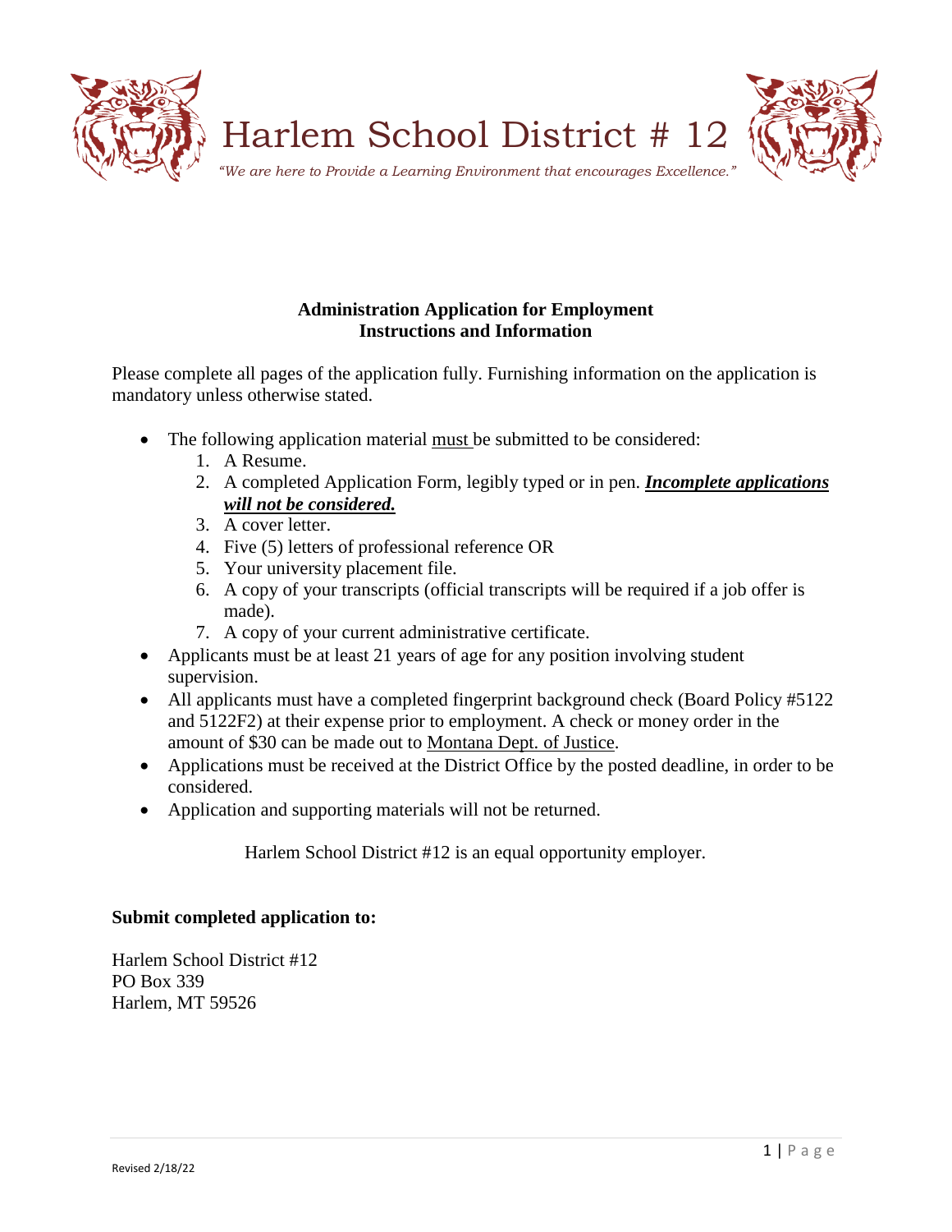# Harlem School District # 12

*"We are here to Provide a Learning Environment that encourages Excellence."*

**Administration Application for Employment**
**Instructions and Information**

Please complete all pages of the application fully. Furnishing information on the application is mandatory unless otherwise stated.

- The following application material must be submitted to be considered:
  1. A Resume.
  2. A completed Application Form, legibly typed or in pen. ***Incomplete applications will not be considered.***
  3. A cover letter.
  4. Five (5) letters of professional reference OR
  5. Your university placement file.
  6. A copy of your transcripts (official transcripts will be required if a job offer is made).
  7. A copy of your current administrative certificate.
- Applicants must be at least 21 years of age for any position involving student supervision.
- All applicants must have a completed fingerprint background check (Board Policy #5122 and 5122F2) at their expense prior to employment. A check or money order in the amount of $30 can be made out to Montana Dept. of Justice.
- Applications must be received at the District Office by the posted deadline, in order to be considered.
- Application and supporting materials will not be returned.

Harlem School District #12 is an equal opportunity employer.

**Submit completed application to:**

Harlem School District #12
PO Box 339
Harlem, MT 59526

Revised 2/18/22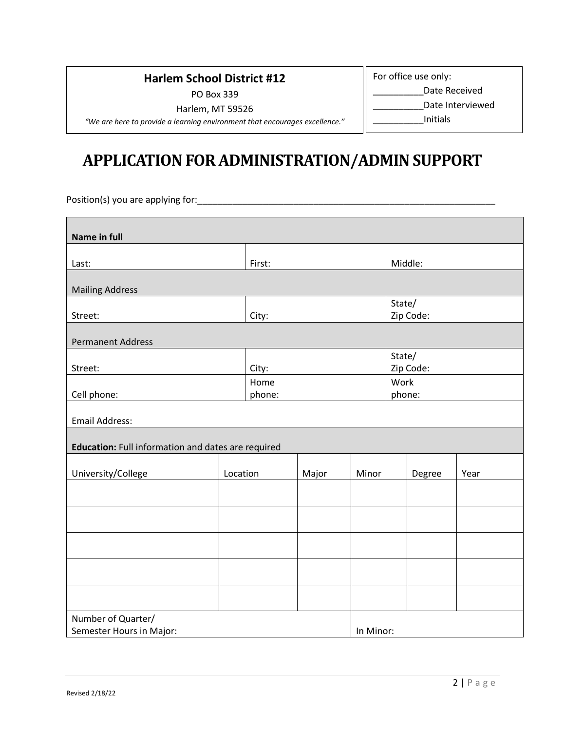**Harlem School District #12**

PO Box 339

Harlem, MT 59526

*"We are here to provide a learning environment that encourages excellence."*

For office use only:

__________Date Received

__________Date Interviewed

__________Initials

# APPLICATION FOR ADMINISTRATION/ADMIN SUPPORT

Position(s) you are applying for:_______________________________________________________________

| **Name in full** | | |
|---|---|---|
| Last: | First: | Middle: |
| Mailing Address | | |
| Street: | City: | State/ Zip Code: |
| Permanent Address | | |
| Street: | City: | State/ Zip Code: |
| Cell phone: | Home phone: | Work phone: |
| Email Address: | | |

**Education:** Full information and dates are required

| University/College | Location | Major | Minor | Degree | Year |
|---|---|---|---|---|---|
| | | | | | |
| | | | | | |
| | | | | | |
| | | | | | |
| | | | | | |
| Number of Quarter/ Semester Hours in Major: | | | In Minor: | | |

Revised 2/18/22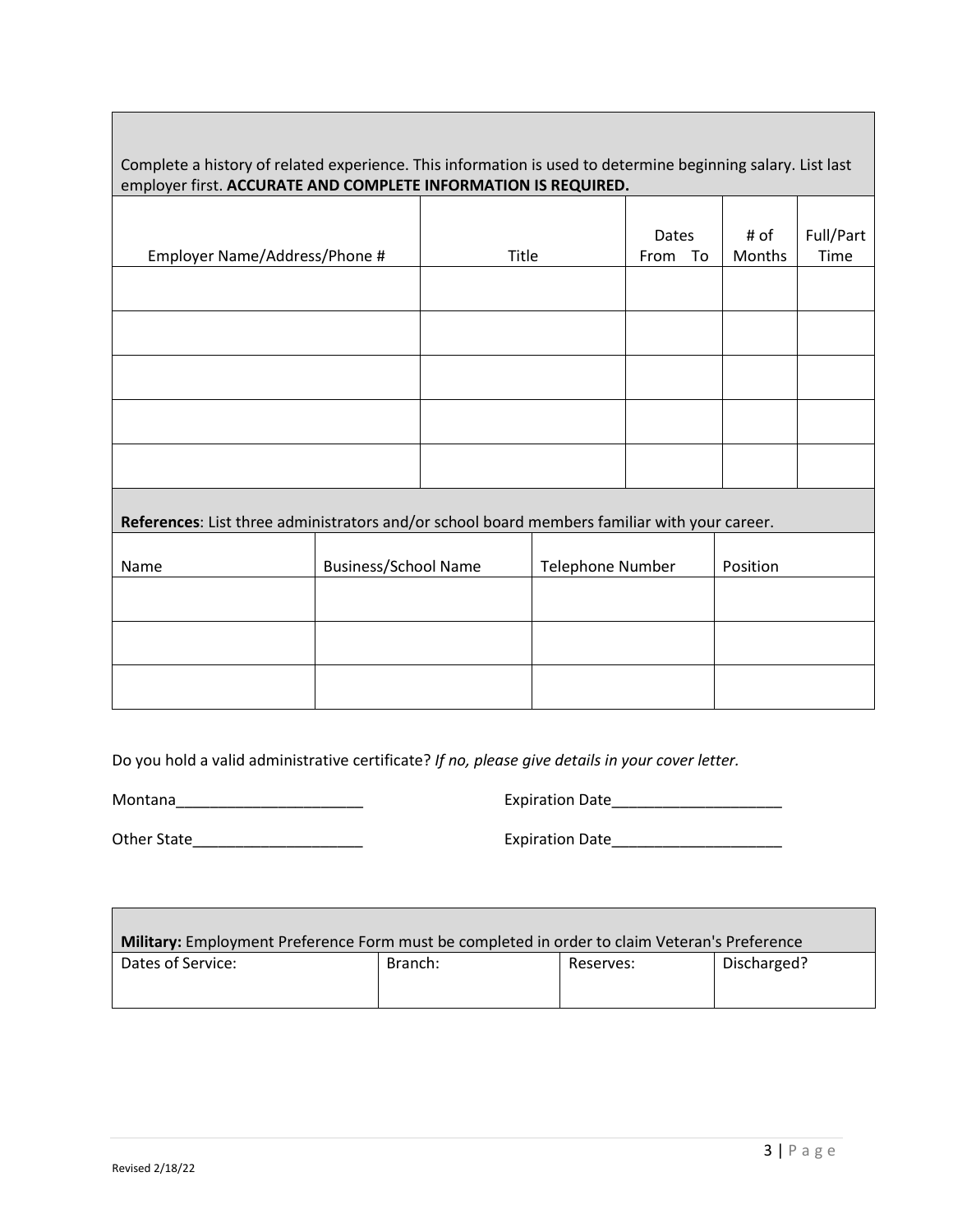Complete a history of related experience. This information is used to determine beginning salary. List last employer first. **ACCURATE AND COMPLETE INFORMATION IS REQUIRED.**

| Employer Name/Address/Phone # | Title | Dates From To | # of Months | Full/Part Time |
|---|---|---|---|---|
| | | | | |
| | | | | |
| | | | | |
| | | | | |
| | | | | |

**References**: List three administrators and/or school board members familiar with your career.

| Name | Business/School Name | Telephone Number | Position |
|---|---|---|---|
| | | | |
| | | | |
| | | | |

Do you hold a valid administrative certificate? *If no, please give details in your cover letter.*

Montana______________________ Expiration Date____________________

Other State____________________ Expiration Date____________________

**Military:** Employment Preference Form must be completed in order to claim Veteran's Preference

| Dates of Service: | Branch: | Reserves: | Discharged? |
|---|---|---|---|
| | | | |

Revised 2/18/22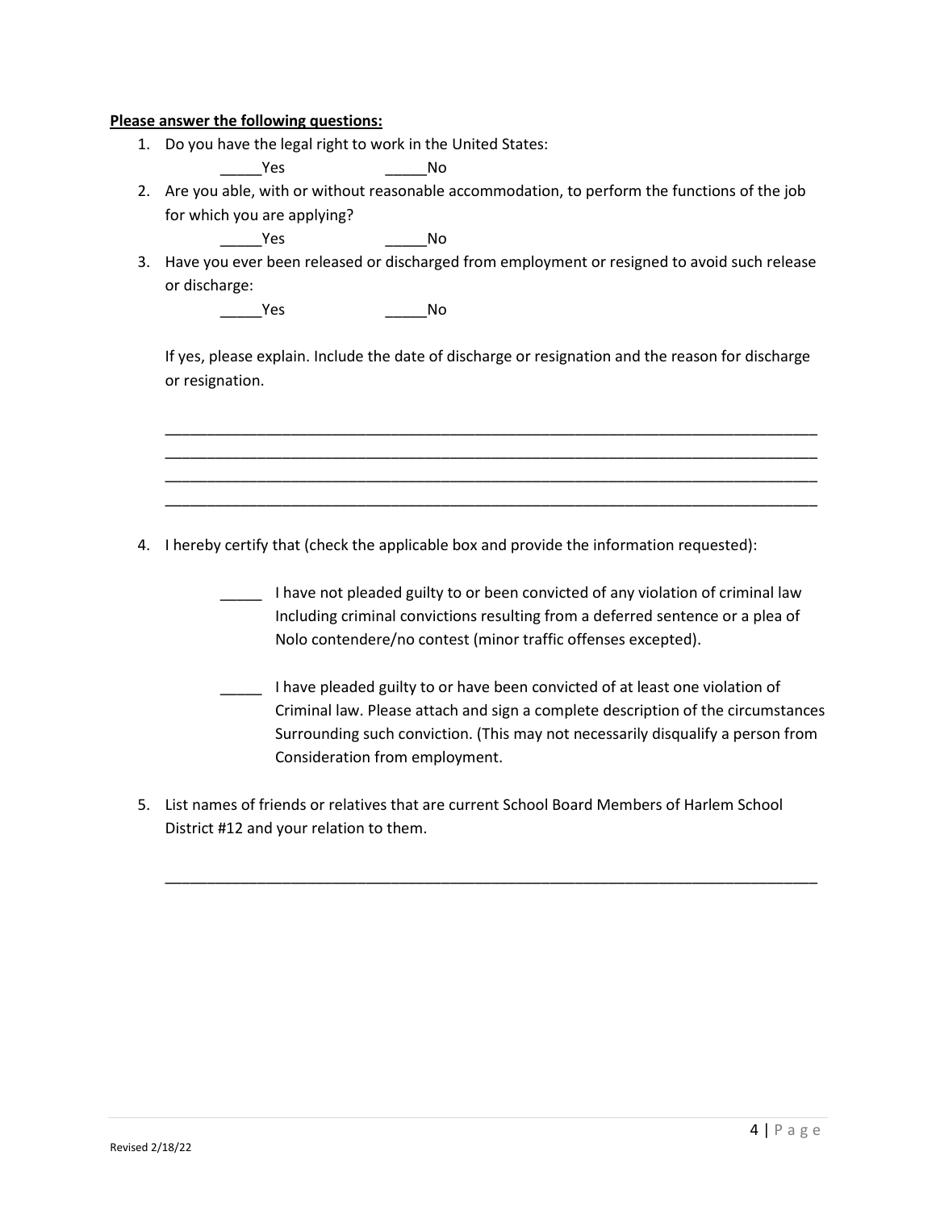**Please answer the following questions:**

1. Do you have the legal right to work in the United States:

   _____Yes _____No

2. Are you able, with or without reasonable accommodation, to perform the functions of the job for which you are applying?

   _____Yes _____No

3. Have you ever been released or discharged from employment or resigned to avoid such release or discharge:

   _____Yes _____No

   If yes, please explain. Include the date of discharge or resignation and the reason for discharge or resignation.

   ___________________________________________________________________________
   ___________________________________________________________________________
   ___________________________________________________________________________
   ___________________________________________________________________________

4. I hereby certify that (check the applicable box and provide the information requested):

   _____ I have not pleaded guilty to or been convicted of any violation of criminal law Including criminal convictions resulting from a deferred sentence or a plea of Nolo contendere/no contest (minor traffic offenses excepted).

   _____ I have pleaded guilty to or have been convicted of at least one violation of Criminal law. Please attach and sign a complete description of the circumstances Surrounding such conviction. (This may not necessarily disqualify a person from Consideration from employment.

5. List names of friends or relatives that are current School Board Members of Harlem School District #12 and your relation to them.

   ___________________________________________________________________________

Revised 2/18/22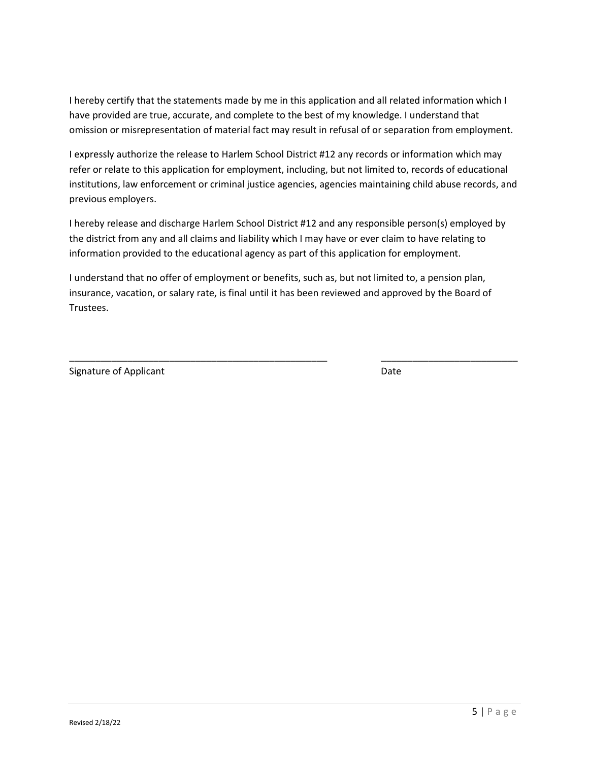I hereby certify that the statements made by me in this application and all related information which I have provided are true, accurate, and complete to the best of my knowledge. I understand that omission or misrepresentation of material fact may result in refusal of or separation from employment.

I expressly authorize the release to Harlem School District #12 any records or information which may refer or relate to this application for employment, including, but not limited to, records of educational institutions, law enforcement or criminal justice agencies, agencies maintaining child abuse records, and previous employers.

I hereby release and discharge Harlem School District #12 and any responsible person(s) employed by the district from any and all claims and liability which I may have or ever claim to have relating to information provided to the educational agency as part of this application for employment.

I understand that no offer of employment or benefits, such as, but not limited to, a pension plan, insurance, vacation, or salary rate, is final until it has been reviewed and approved by the Board of Trustees.

_________________________________________________ __________________________

Signature of Applicant Date

Revised 2/18/22